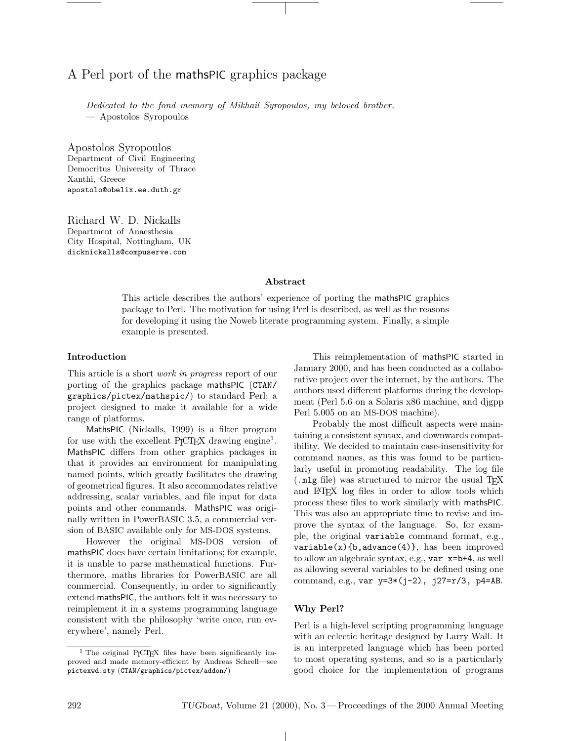# A Perl port of the mathsPIC graphics package

*Dedicated to the fond memory of Mikhail Syropoulos, my beloved brother.*
— Apostolos Syropoulos

Apostolos Syropoulos
Department of Civil Engineering
Democritus University of Thrace
Xanthi, Greece
apostolo@obelix.ee.duth.gr

Richard W. D. Nickalls
Department of Anaesthesia
City Hospital, Nottingham, UK
dicknickalls@compuserve.com

## Abstract

This article describes the authors' experience of porting the mathsPIC graphics package to Perl. The motivation for using Perl is described, as well as the reasons for developing it using the Noweb literate programming system. Finally, a simple example is presented.

## Introduction

This article is a short *work in progress* report of our porting of the graphics package mathsPIC (CTAN/graphics/pictex/mathspic/) to standard Perl; a project designed to make it available for a wide range of platforms.

MathsPIC (Nickalls, 1999) is a filter program for use with the excellent PICTEX drawing engine[1]. MathsPIC differs from other graphics packages in that it provides an environment for manipulating named points, which greatly facilitates the drawing of geometrical figures. It also accommodates relative addressing, scalar variables, and file input for data points and other commands. MathsPIC was originally written in PowerBASIC 3.5, a commercial version of BASIC available only for MS-DOS systems.

However the original MS-DOS version of mathsPIC does have certain limitations; for example, it is unable to parse mathematical functions. Furthermore, maths libraries for PowerBASIC are all commercial. Consequently, in order to significantly extend mathsPIC, the authors felt it was necessary to reimplement it in a systems programming language consistent with the philosophy 'write once, run everywhere', namely Perl.

This reimplementation of mathsPIC started in January 2000, and has been conducted as a collaborative project over the internet, by the authors. The authors used different platforms during the development (Perl 5.6 on a Solaris x86 machine, and djgpp Perl 5.005 on an MS-DOS machine).

Probably the most difficult aspects were maintaining a consistent syntax, and downwards compatibility. We decided to maintain case-insensitivity for command names, as this was found to be particularly useful in promoting readability. The log file (`.mlg` file) was structured to mirror the usual TEX and LATEX log files in order to allow tools which process these files to work similarly with mathsPIC. This was also an appropriate time to revise and improve the syntax of the language. So, for example, the original `variable` command format, e.g., `variable(x){b,advance(4)}`, has been improved to allow an algebraic syntax, e.g., `var x=b+4`, as well as allowing several variables to be defined using one command, e.g., `var y=3*(j-2), j27=r/3, p4=AB`.

## Why Perl?

Perl is a high-level scripting programming language with an eclectic heritage designed by Larry Wall. It is an interpreted language which has been ported to most operating systems, and so is a particularly good choice for the implementation of programs

[1] The original PICTEX files have been significantly improved and made memory-efficient by Andreas Schrell—see pictexwd.sty (CTAN/graphics/pictex/addon/)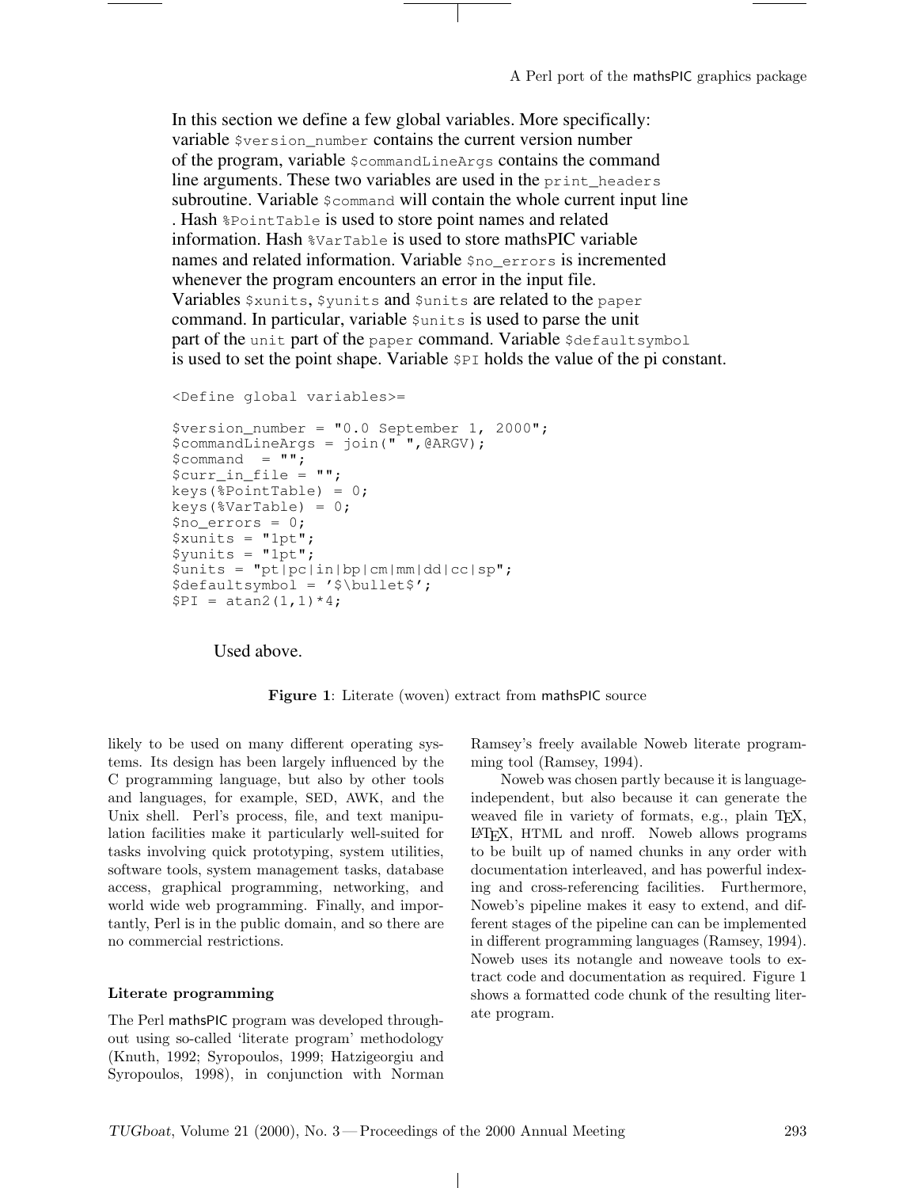In this section we define a few global variables. More specifically: variable `$version_number` contains the current version number of the program, variable `$commandLineArgs` contains the command line arguments. These two variables are used in the `print_headers` subroutine. Variable `$command` will contain the whole current input line . Hash `%PointTable` is used to store point names and related information. Hash `%VarTable` is used to store mathsPIC variable names and related information. Variable `$no_errors` is incremented whenever the program encounters an error in the input file. Variables `$xunits`, `$yunits` and `$units` are related to the `paper` command. In particular, variable `$units` is used to parse the unit part of the `unit` part of the `paper` command. Variable `$defaultsymbol` is used to set the point shape. Variable `$PI` holds the value of the pi constant.

```
<Define global variables>=

$version_number = "0.0 September 1, 2000";
$commandLineArgs = join(" ",@ARGV);
$command  = "";
$curr_in_file = "";
keys(%PointTable) = 0;
keys(%VarTable) = 0;
$no_errors = 0;
$xunits = "1pt";
$yunits = "1pt";
$units = "pt|pc|in|bp|cm|mm|dd|cc|sp";
$defaultsymbol = '$\bullet$';
$PI = atan2(1,1)*4;
```

Used above.

**Figure 1**: Literate (woven) extract from mathsPIC source

likely to be used on many different operating systems. Its design has been largely influenced by the C programming language, but also by other tools and languages, for example, SED, AWK, and the Unix shell. Perl's process, file, and text manipulation facilities make it particularly well-suited for tasks involving quick prototyping, system utilities, software tools, system management tasks, database access, graphical programming, networking, and world wide web programming. Finally, and importantly, Perl is in the public domain, and so there are no commercial restrictions.

### Literate programming

The Perl mathsPIC program was developed throughout using so-called 'literate program' methodology (Knuth, 1992; Syropoulos, 1999; Hatzigeorgiu and Syropoulos, 1998), in conjunction with Norman Ramsey's freely available Noweb literate programming tool (Ramsey, 1994).

Noweb was chosen partly because it is language-independent, but also because it can generate the weaved file in variety of formats, e.g., plain TeX, LaTeX, HTML and nroff. Noweb allows programs to be built up of named chunks in any order with documentation interleaved, and has powerful indexing and cross-referencing facilities. Furthermore, Noweb's pipeline makes it easy to extend, and different stages of the pipeline can can be implemented in different programming languages (Ramsey, 1994). Noweb uses its notangle and noweave tools to extract code and documentation as required. Figure 1 shows a formatted code chunk of the resulting literate program.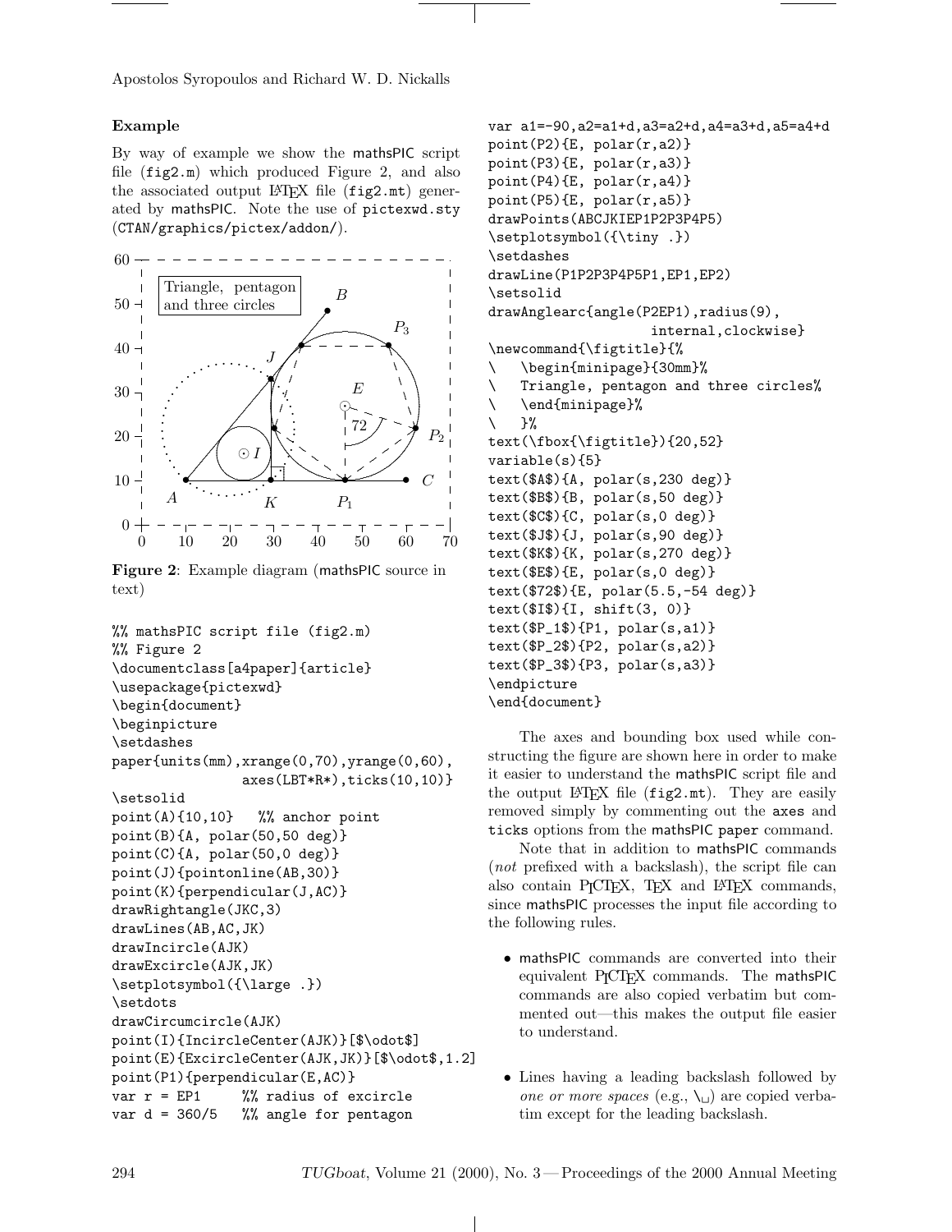### Example

By way of example we show the mathsPIC script file (`fig2.m`) which produced Figure 2, and also the associated output LaTeX file (`fig2.mt`) generated by mathsPIC. Note the use of `pictexwd.sty` (`CTAN/graphics/pictex/addon/`).

**Figure 2**: Example diagram (mathsPIC source in text)

```
%% mathsPIC script file (fig2.m)
%% Figure 2
\documentclass[a4paper]{article}
\usepackage{pictexwd}
\begin{document}
\beginpicture
\setdashes
paper{units(mm),xrange(0,70),yrange(0,60),
              axes(LBT*R*),ticks(10,10)}
\setsolid
point(A){10,10}   %% anchor point
point(B){A, polar(50,50 deg)}
point(C){A, polar(50,0 deg)}
point(J){pointonline(AB,30)}
point(K){perpendicular(J,AC)}
drawRightangle(JKC,3)
drawLines(AB,AC,JK)
drawIncircle(AJK)
drawExcircle(AJK,JK)
\setplotsymbol({\large .})
\setdots
drawCircumcircle(AJK)
point(I){IncircleCenter(AJK)}[$\odot$]
point(E){ExcircleCenter(AJK,JK)}[$\odot$,1.2]
point(P1){perpendicular(E,AC)}
var r = EP1     %% radius of excircle
var d = 360/5   %% angle for pentagon
var a1=-90,a2=a1+d,a3=a2+d,a4=a3+d,a5=a4+d
point(P2){E, polar(r,a2)}
point(P3){E, polar(r,a3)}
point(P4){E, polar(r,a4)}
point(P5){E, polar(r,a5)}
drawPoints(ABCJKIEP1P2P3P4P5)
\setplotsymbol({\tiny .})
\setdashes
drawLine(P1P2P3P4P5P1,EP1,EP2)
\setsolid
drawAnglearc{angle(P2EP1),radius(9),
                    internal,clockwise}
\newcommand{\figtitle}{%
\   \begin{minipage}{30mm}%
\   Triangle, pentagon and three circles%
\   \end{minipage}%
\   }%
text(\fbox{\figtitle}){20,52}
variable(s){5}
text($A$){A, polar(s,230 deg)}
text($B$){B, polar(s,50 deg)}
text($C$){C, polar(s,0 deg)}
text($J$){J, polar(s,90 deg)}
text($K$){K, polar(s,270 deg)}
text($E$){E, polar(s,0 deg)}
text($72$){E, polar(5.5,-54 deg)}
text($I$){I, shift(3, 0)}
text($P_1$){P1, polar(s,a1)}
text($P_2$){P2, polar(s,a2)}
text($P_3$){P3, polar(s,a3)}
\endpicture
\end{document}
```

The axes and bounding box used while constructing the figure are shown here in order to make it easier to understand the mathsPIC script file and the output LaTeX file (`fig2.mt`). They are easily removed simply by commenting out the `axes` and `ticks` options from the mathsPIC `paper` command.

Note that in addition to mathsPIC commands (*not* prefixed with a backslash), the script file can also contain PiCTeX, TeX and LaTeX commands, since mathsPIC processes the input file according to the following rules.

- mathsPIC commands are converted into their equivalent PiCTeX commands. The mathsPIC commands are also copied verbatim but commented out—this makes the output file easier to understand.
- Lines having a leading backslash followed by *one or more spaces* (e.g., `\␣`) are copied verbatim except for the leading backslash.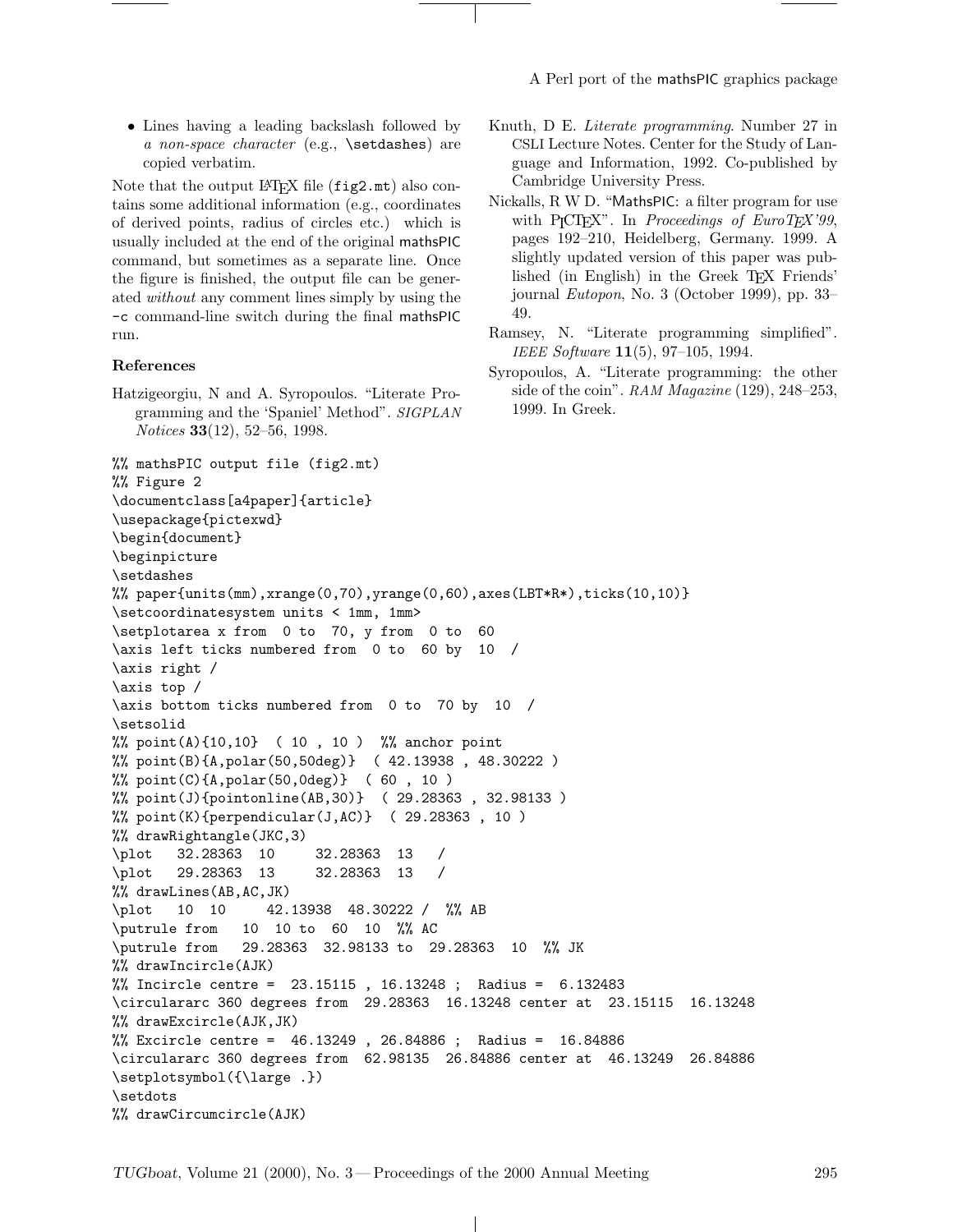- Lines having a leading backslash followed by *a non-space character* (e.g., `\setdashes`) are copied verbatim.

Note that the output LaTeX file (`fig2.mt`) also contains some additional information (e.g., coordinates of derived points, radius of circles etc.) which is usually included at the end of the original mathsPIC command, but sometimes as a separate line. Once the figure is finished, the output file can be generated *without* any comment lines simply by using the `-c` command-line switch during the final mathsPIC run.

### References

Hatzigeorgiu, N and A. Syropoulos. "Literate Programming and the 'Spaniel' Method". *SIGPLAN Notices* **33**(12), 52–56, 1998.

Knuth, D E. *Literate programming*. Number 27 in CSLI Lecture Notes. Center for the Study of Language and Information, 1992. Co-published by Cambridge University Press.

Nickalls, R W D. "MathsPIC: a filter program for use with PiCTeX". In *Proceedings of EuroTeX'99*, pages 192–210, Heidelberg, Germany. 1999. A slightly updated version of this paper was published (in English) in the Greek TeX Friends' journal *Eutopon*, No. 3 (October 1999), pp. 33–49.

Ramsey, N. "Literate programming simplified". *IEEE Software* **11**(5), 97–105, 1994.

Syropoulos, A. "Literate programming: the other side of the coin". *RAM Magazine* (129), 248–253, 1999. In Greek.

```
%% mathsPIC output file (fig2.mt)
%% Figure 2
\documentclass[a4paper]{article}
\usepackage{pictexwd}
\begin{document}
\beginpicture
\setdashes
%% paper{units(mm),xrange(0,70),yrange(0,60),axes(LBT*R*),ticks(10,10)}
\setcoordinatesystem units < 1mm, 1mm>
\setplotarea x from  0 to  70, y from  0 to  60
\axis left ticks numbered from  0 to  60 by  10  /
\axis right /
\axis top /
\axis bottom ticks numbered from  0 to  70 by  10  /
\setsolid
%% point(A){10,10}  ( 10 , 10 )  %% anchor point
%% point(B){A,polar(50,50deg)}  ( 42.13938 , 48.30222 )
%% point(C){A,polar(50,0deg)}  ( 60 , 10 )
%% point(J){pointonline(AB,30)}  ( 29.28363 , 32.98133 )
%% point(K){perpendicular(J,AC)}  ( 29.28363 , 10 )
%% drawRightangle(JKC,3)
\plot   32.28363  10     32.28363  13   /
\plot   29.28363  13     32.28363  13   /
%% drawLines(AB,AC,JK)
\plot   10  10     42.13938  48.30222 /  %% AB
\putrule from   10  10 to  60  10  %% AC
\putrule from   29.28363  32.98133 to  29.28363  10  %% JK
%% drawIncircle(AJK)
%% Incircle centre =  23.15115 , 16.13248 ;  Radius =  6.132483
\circulararc 360 degrees from  29.28363  16.13248 center at  23.15115  16.13248
%% drawExcircle(AJK,JK)
%% Excircle centre =  46.13249 , 26.84886 ;  Radius =  16.84886
\circulararc 360 degrees from  62.98135  26.84886 center at  46.13249  26.84886
\setplotsymbol({\large .})
\setdots
%% drawCircumcircle(AJK)
```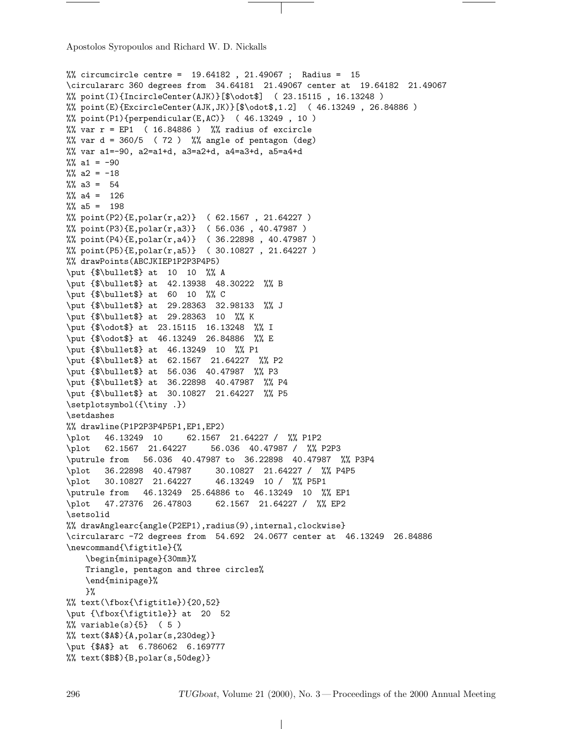```
%% circumcircle centre =  19.64182 , 21.49067 ;  Radius =  15
\circulararc 360 degrees from  34.64181  21.49067 center at  19.64182  21.49067
%% point(I){IncircleCenter(AJK)}[$\odot$]  ( 23.15115 , 16.13248 )
%% point(E){ExcircleCenter(AJK,JK)}[$\odot$,1.2]  ( 46.13249 , 26.84886 )
%% point(P1){perpendicular(E,AC)}  ( 46.13249 , 10 )
%% var r = EP1  ( 16.84886 )  %% radius of excircle
%% var d = 360/5  ( 72 )  %% angle of pentagon (deg)
%% var a1=-90, a2=a1+d, a3=a2+d, a4=a3+d, a5=a4+d
%% a1 = -90
%% a2 = -18
%% a3 =  54
%% a4 =  126
%% a5 =  198
%% point(P2){E,polar(r,a2)}  ( 62.1567 , 21.64227 )
%% point(P3){E,polar(r,a3)}  ( 56.036 , 40.47987 )
%% point(P4){E,polar(r,a4)}  ( 36.22898 , 40.47987 )
%% point(P5){E,polar(r,a5)}  ( 30.10827 , 21.64227 )
%% drawPoints(ABCJKIEP1P2P3P4P5)
\put {$\bullet$} at  10  10  %% A
\put {$\bullet$} at  42.13938  48.30222  %% B
\put {$\bullet$} at  60  10  %% C
\put {$\bullet$} at  29.28363  32.98133  %% J
\put {$\bullet$} at  29.28363  10  %% K
\put {$\odot$} at  23.15115  16.13248  %% I
\put {$\odot$} at  46.13249  26.84886  %% E
\put {$\bullet$} at  46.13249  10  %% P1
\put {$\bullet$} at  62.1567  21.64227  %% P2
\put {$\bullet$} at  56.036  40.47987  %% P3
\put {$\bullet$} at  36.22898  40.47987  %% P4
\put {$\bullet$} at  30.10827  21.64227  %% P5
\setplotsymbol({\tiny .})
\setdashes
%% drawline(P1P2P3P4P5P1,EP1,EP2)
\plot   46.13249  10     62.1567  21.64227 /  %% P1P2
\plot   62.1567  21.64227     56.036  40.47987 /  %% P2P3
\putrule from   56.036  40.47987 to  36.22898  40.47987  %% P3P4
\plot   36.22898  40.47987     30.10827  21.64227 /  %% P4P5
\plot   30.10827  21.64227     46.13249  10 /  %% P5P1
\putrule from   46.13249  25.64886 to  46.13249  10  %% EP1
\plot   47.27376  26.47803     62.1567  21.64227 /  %% EP2
\setsolid
%% drawAnglearc{angle(P2EP1),radius(9),internal,clockwise}
\circulararc -72 degrees from  54.692  24.0677 center at  46.13249  26.84886
\newcommand{\figtitle}{%
    \begin{minipage}{30mm}%
    Triangle, pentagon and three circles%
    \end{minipage}%
    }%
%% text(\fbox{\figtitle}){20,52}
\put {\fbox{\figtitle}} at  20  52
%% variable(s){5}  ( 5 )
%% text($A$){A,polar(s,230deg)}
\put {$A$} at  6.786062  6.169777
%% text($B$){B,polar(s,50deg)}
```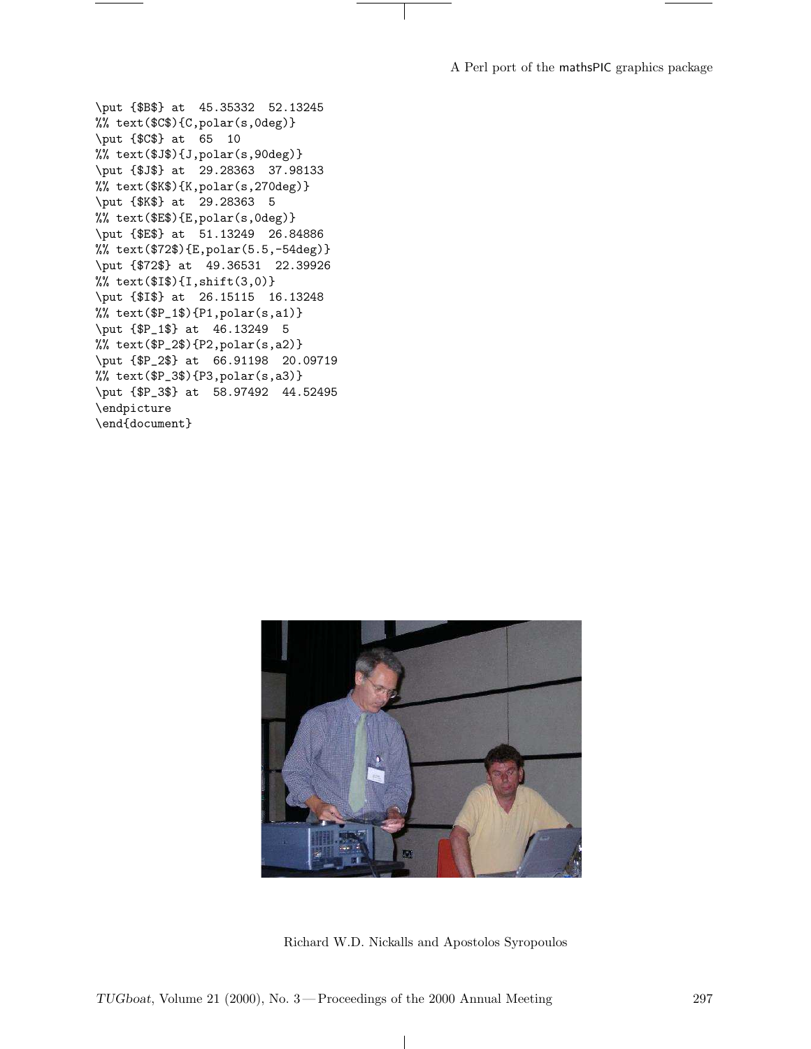```
\put {$B$} at  45.35332  52.13245
%% text($C$){C,polar(s,0deg)}
\put {$C$} at  65  10
%% text($J$){J,polar(s,90deg)}
\put {$J$} at  29.28363  37.98133
%% text($K$){K,polar(s,270deg)}
\put {$K$} at  29.28363  5
%% text($E$){E,polar(s,0deg)}
\put {$E$} at  51.13249  26.84886
%% text($72$){E,polar(5.5,-54deg)}
\put {$72$} at  49.36531  22.39926
%% text($I$){I,shift(3,0)}
\put {$I$} at  26.15115  16.13248
%% text($P_1$){P1,polar(s,a1)}
\put {$P_1$} at  46.13249  5
%% text($P_2$){P2,polar(s,a2)}
\put {$P_2$} at  66.91198  20.09719
%% text($P_3$){P3,polar(s,a3)}
\put {$P_3$} at  58.97492  44.52495
\endpicture
\end{document}
```

Richard W.D. Nickalls and Apostolos Syropoulos